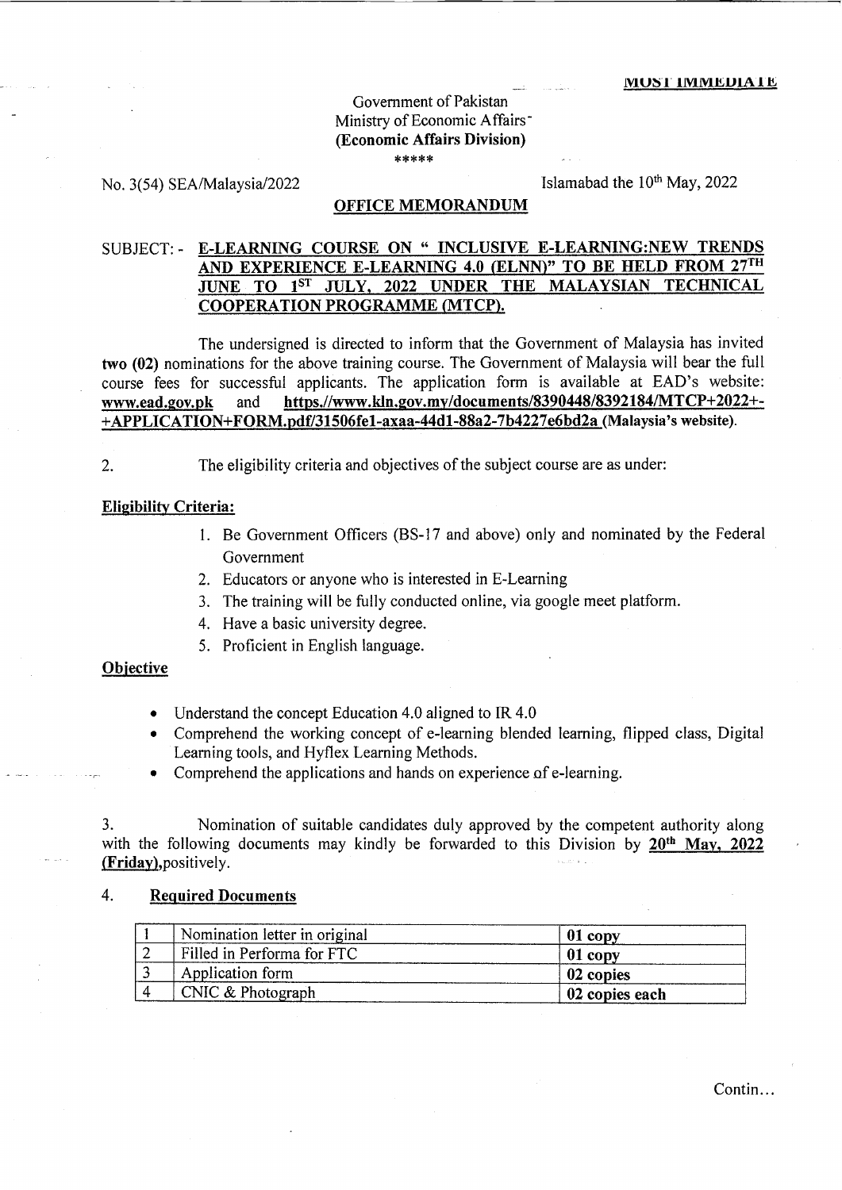**MOST IMMEDIATE**

Government of Pakistan
Ministry of Economic Affairs
**(Economic Affairs Division)**

\*\*\*\*\*

No. 3(54) SEA/Malaysia/2022

Islamabad the 10th May, 2022

**OFFICE MEMORANDUM**

SUBJECT: - **E-LEARNING COURSE ON " INCLUSIVE E-LEARNING:NEW TRENDS AND EXPERIENCE E-LEARNING 4.0 (ELNN)" TO BE HELD FROM 27TH JUNE TO 1ST JULY, 2022 UNDER THE MALAYSIAN TECHNICAL COOPERATION PROGRAMME (MTCP).**

The undersigned is directed to inform that the Government of Malaysia has invited **two (02)** nominations for the above training course. The Government of Malaysia will bear the full course fees for successful applicants. The application form is available at EAD's website: **www.ead.gov.pk** and **https://www.kln.gov.my/documents/8390448/8392184/MTCP+2022+-+APPLICATION+FORM.pdf/31506fe1-axaa-44d1-88a2-7b4227e6bd2a (Malaysia's website)**.

2. The eligibility criteria and objectives of the subject course are as under:

**Eligibility Criteria:**

1. Be Government Officers (BS-17 and above) only and nominated by the Federal Government
2. Educators or anyone who is interested in E-Learning
3. The training will be fully conducted online, via google meet platform.
4. Have a basic university degree.
5. Proficient in English language.

**Objective**

- Understand the concept Education 4.0 aligned to IR 4.0
- Comprehend the working concept of e-learning blended learning, flipped class, Digital Learning tools, and Hyflex Learning Methods.
- Comprehend the applications and hands on experience of e-learning.

3. Nomination of suitable candidates duly approved by the competent authority along with the following documents may kindly be forwarded to this Division by **20th May, 2022 (Friday)**, positively.

4. **Required Documents**

| | | |
|---|---|---|
| 1 | Nomination letter in original | **01 copy** |
| 2 | Filled in Performa for FTC | **01 copy** |
| 3 | Application form | **02 copies** |
| 4 | CNIC & Photograph | **02 copies each** |

Contin...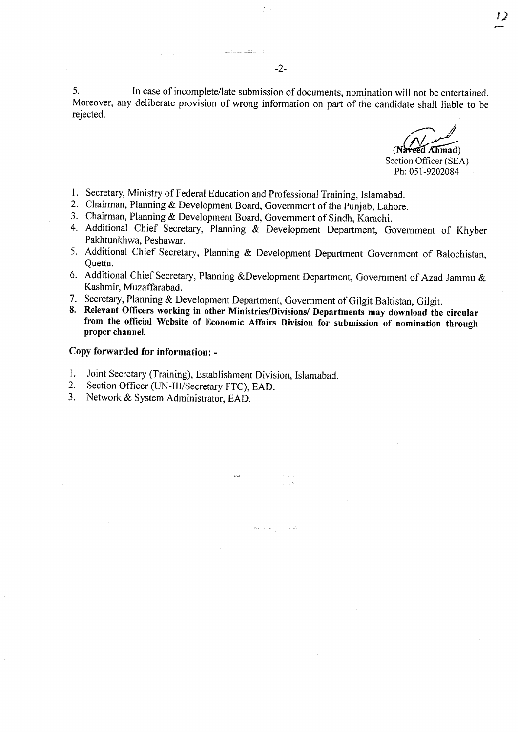5. In case of incomplete/late submission of documents, nomination will not be entertained. Moreover, any deliberate provision of wrong information on part of the candidate shall liable to be rejected.

(Naveed Ahmad)
Section Officer (SEA)
Ph: 051-9202084

1. Secretary, Ministry of Federal Education and Professional Training, Islamabad.
2. Chairman, Planning & Development Board, Government of the Punjab, Lahore.
3. Chairman, Planning & Development Board, Government of Sindh, Karachi.
4. Additional Chief Secretary, Planning & Development Department, Government of Khyber Pakhtunkhwa, Peshawar.
5. Additional Chief Secretary, Planning & Development Department Government of Balochistan, Quetta.
6. Additional Chief Secretary, Planning &Development Department, Government of Azad Jammu & Kashmir, Muzaffarabad.
7. Secretary, Planning & Development Department, Government of Gilgit Baltistan, Gilgit.
8. **Relevant Officers working in other Ministries/Divisions/ Departments may download the circular from the official Website of Economic Affairs Division for submission of nomination through proper channel.**

**Copy forwarded for information: -**

1. Joint Secretary (Training), Establishment Division, Islamabad.
2. Section Officer (UN-III/Secretary FTC), EAD.
3. Network & System Administrator, EAD.